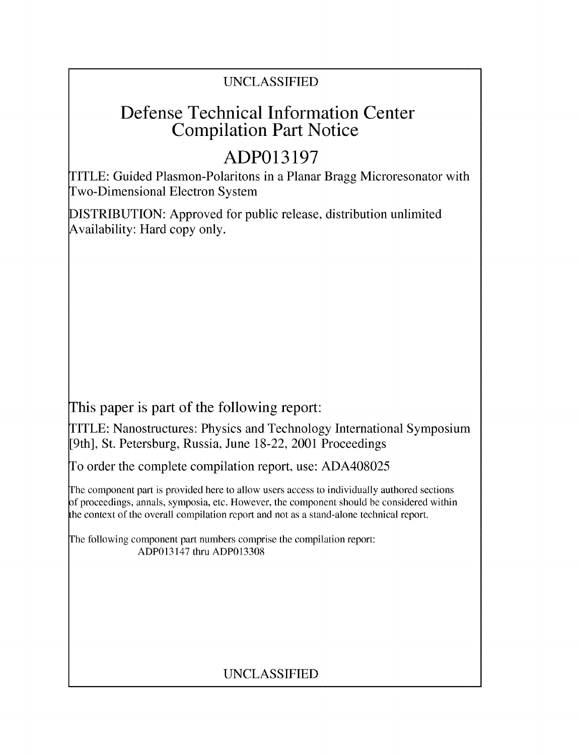UNCLASSIFIED

# Defense Technical Information Center Compilation Part Notice

## ADP013197

TITLE: Guided Plasmon-Polaritons in a Planar Bragg Microresonator with Two-Dimensional Electron System

DISTRIBUTION: Approved for public release, distribution unlimited
Availability: Hard copy only.

This paper is part of the following report:

TITLE: Nanostructures: Physics and Technology International Symposium [9th], St. Petersburg, Russia, June 18-22, 2001 Proceedings

To order the complete compilation report, use: ADA408025

The component part is provided here to allow users access to individually authored sections of proceedings, annals, symposia, etc. However, the component should be considered within the context of the overall compilation report and not as a stand-alone technical report.

The following component part numbers comprise the compilation report:
ADP013147 thru ADP013308

UNCLASSIFIED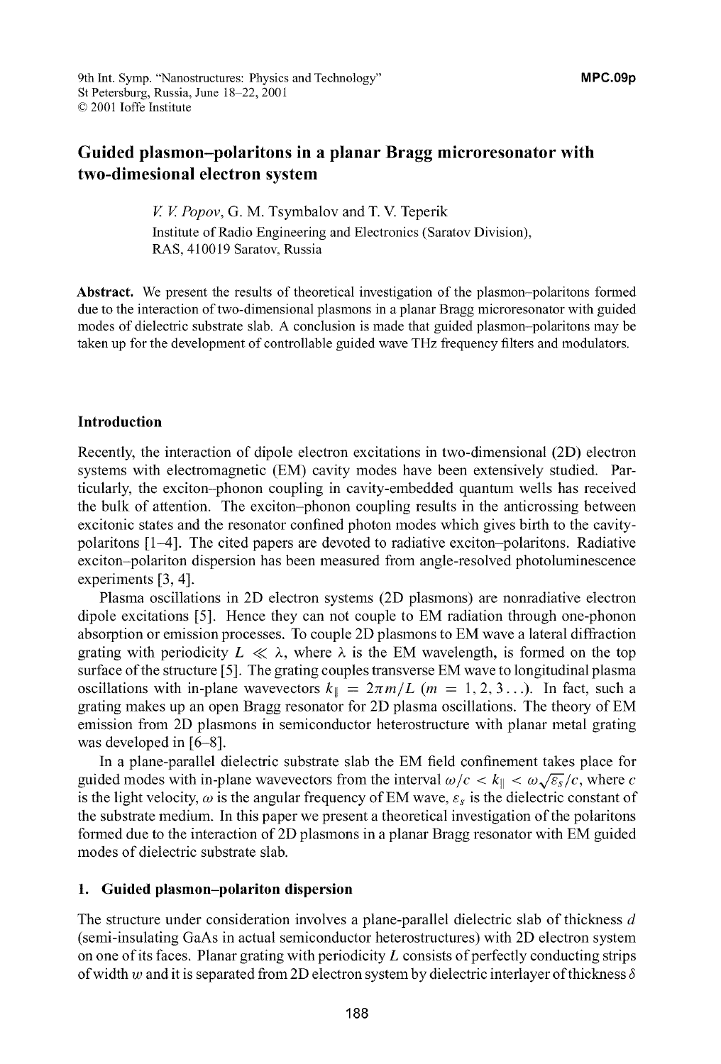# Guided plasmon–polaritons in a planar Bragg microresonator with two-dimesional electron system

*V. V. Popov*, G. M. Tsymbalov and T. V. Teperik

Institute of Radio Engineering and Electronics (Saratov Division), RAS, 410019 Saratov, Russia

**Abstract.** We present the results of theoretical investigation of the plasmon–polaritons formed due to the interaction of two-dimensional plasmons in a planar Bragg microresonator with guided modes of dielectric substrate slab. A conclusion is made that guided plasmon–polaritons may be taken up for the development of controllable guided wave THz frequency filters and modulators.

## Introduction

Recently, the interaction of dipole electron excitations in two-dimensional (2D) electron systems with electromagnetic (EM) cavity modes have been extensively studied. Particularly, the exciton–phonon coupling in cavity-embedded quantum wells has received the bulk of attention. The exciton–phonon coupling results in the anticrossing between excitonic states and the resonator confined photon modes which gives birth to the cavity-polaritons [1–4]. The cited papers are devoted to radiative exciton–polaritons. Radiative exciton–polariton dispersion has been measured from angle-resolved photoluminescence experiments [3, 4].

Plasma oscillations in 2D electron systems (2D plasmons) are nonradiative electron dipole excitations [5]. Hence they can not couple to EM radiation through one-phonon absorption or emission processes. To couple 2D plasmons to EM wave a lateral diffraction grating with periodicity $L \ll \lambda$, where $\lambda$ is the EM wavelength, is formed on the top surface of the structure [5]. The grating couples transverse EM wave to longitudinal plasma oscillations with in-plane wavevectors $k_\parallel = 2\pi m/L$ ($m = 1, 2, 3 \ldots$). In fact, such a grating makes up an open Bragg resonator for 2D plasma oscillations. The theory of EM emission from 2D plasmons in semiconductor heterostructure with planar metal grating was developed in [6–8].

In a plane-parallel dielectric substrate slab the EM field confinement takes place for guided modes with in-plane wavevectors from the interval $\omega/c < k_\parallel < \omega\sqrt{\varepsilon_s}/c$, where $c$ is the light velocity, $\omega$ is the angular frequency of EM wave, $\varepsilon_s$ is the dielectric constant of the substrate medium. In this paper we present a theoretical investigation of the polaritons formed due to the interaction of 2D plasmons in a planar Bragg resonator with EM guided modes of dielectric substrate slab.

## 1. Guided plasmon–polariton dispersion

The structure under consideration involves a plane-parallel dielectric slab of thickness $d$ (semi-insulating GaAs in actual semiconductor heterostructures) with 2D electron system on one of its faces. Planar grating with periodicity $L$ consists of perfectly conducting strips of width $w$ and it is separated from 2D electron system by dielectric interlayer of thickness $\delta$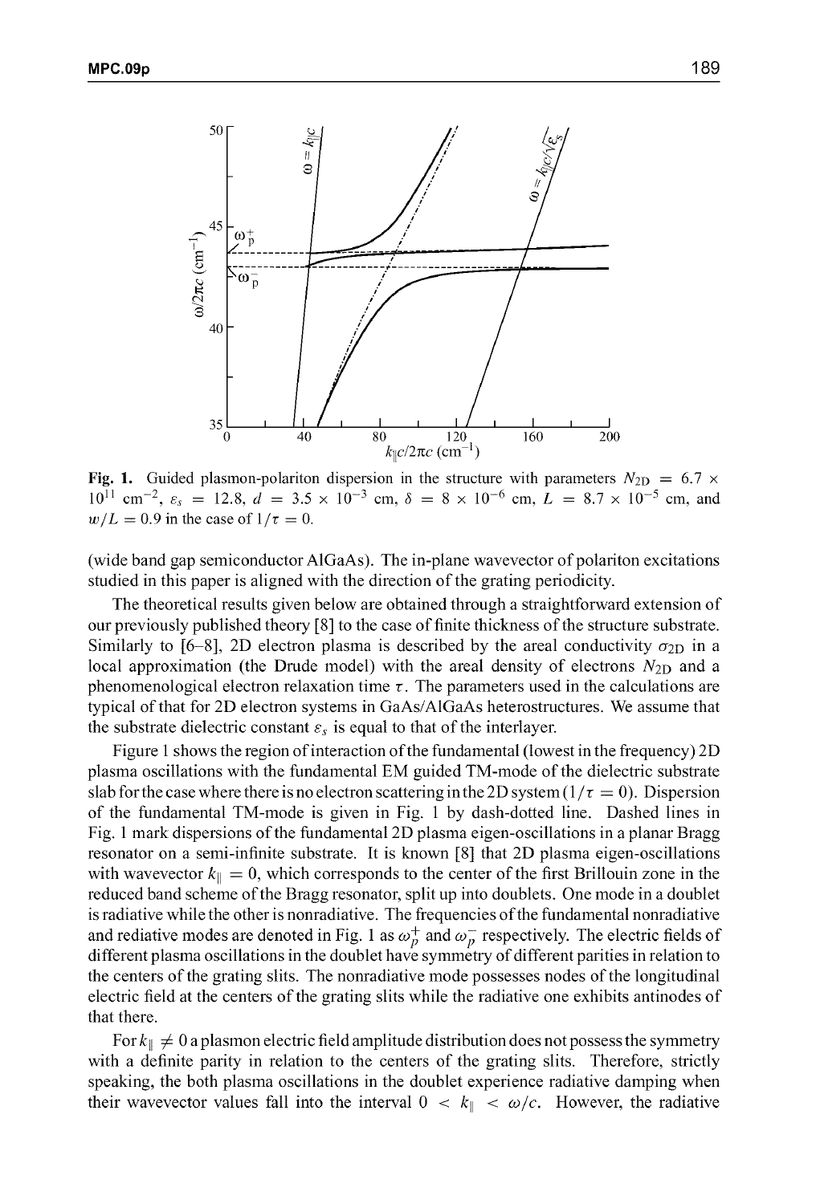**Fig. 1.** Guided plasmon-polariton dispersion in the structure with parameters $N_{2D} = 6.7 \times 10^{11}$ cm$^{-2}$, $\varepsilon_s = 12.8$, $d = 3.5 \times 10^{-3}$ cm, $\delta = 8 \times 10^{-6}$ cm, $L = 8.7 \times 10^{-5}$ cm, and $w/L = 0.9$ in the case of $1/\tau = 0$.

(wide band gap semiconductor AlGaAs). The in-plane wavevector of polariton excitations studied in this paper is aligned with the direction of the grating periodicity.

The theoretical results given below are obtained through a straightforward extension of our previously published theory [8] to the case of finite thickness of the structure substrate. Similarly to [6–8], 2D electron plasma is described by the areal conductivity $\sigma_{2D}$ in a local approximation (the Drude model) with the areal density of electrons $N_{2D}$ and a phenomenological electron relaxation time $\tau$. The parameters used in the calculations are typical of that for 2D electron systems in GaAs/AlGaAs heterostructures. We assume that the substrate dielectric constant $\varepsilon_s$ is equal to that of the interlayer.

Figure 1 shows the region of interaction of the fundamental (lowest in the frequency) 2D plasma oscillations with the fundamental EM guided TM-mode of the dielectric substrate slab for the case where there is no electron scattering in the 2D system ($1/\tau = 0$). Dispersion of the fundamental TM-mode is given in Fig. 1 by dash-dotted line. Dashed lines in Fig. 1 mark dispersions of the fundamental 2D plasma eigen-oscillations in a planar Bragg resonator on a semi-infinite substrate. It is known [8] that 2D plasma eigen-oscillations with wavevector $k_\parallel = 0$, which corresponds to the center of the first Brillouin zone in the reduced band scheme of the Bragg resonator, split up into doublets. One mode in a doublet is radiative while the other is nonradiative. The frequencies of the fundamental nonradiative and rediative modes are denoted in Fig. 1 as $\omega_p^+$ and $\omega_p^-$ respectively. The electric fields of different plasma oscillations in the doublet have symmetry of different parities in relation to the centers of the grating slits. The nonradiative mode possesses nodes of the longitudinal electric field at the centers of the grating slits while the radiative one exhibits antinodes of that there.

For $k_\parallel \neq 0$ a plasmon electric field amplitude distribution does not possess the symmetry with a definite parity in relation to the centers of the grating slits. Therefore, strictly speaking, the both plasma oscillations in the doublet experience radiative damping when their wavevector values fall into the interval $0 < k_\parallel < \omega/c$. However, the radiative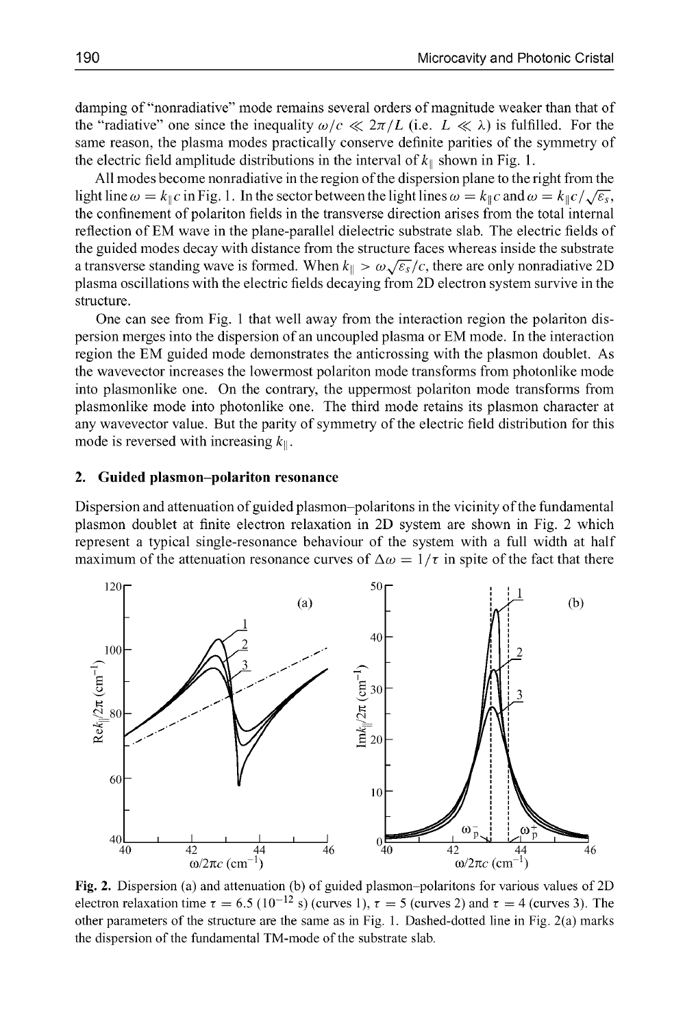damping of "nonradiative" mode remains several orders of magnitude weaker than that of the "radiative" one since the inequality $\omega/c \ll 2\pi/L$ (i.e. $L \ll \lambda$) is fulfilled. For the same reason, the plasma modes practically conserve definite parities of the symmetry of the electric field amplitude distributions in the interval of $k_\parallel$ shown in Fig. 1.

All modes become nonradiative in the region of the dispersion plane to the right from the light line $\omega = k_\parallel c$ in Fig. 1. In the sector between the light lines $\omega = k_\parallel c$ and $\omega = k_\parallel c/\sqrt{\varepsilon_s}$, the confinement of polariton fields in the transverse direction arises from the total internal reflection of EM wave in the plane-parallel dielectric substrate slab. The electric fields of the guided modes decay with distance from the structure faces whereas inside the substrate a transverse standing wave is formed. When $k_\parallel > \omega\sqrt{\varepsilon_s}/c$, there are only nonradiative 2D plasma oscillations with the electric fields decaying from 2D electron system survive in the structure.

One can see from Fig. 1 that well away from the interaction region the polariton dispersion merges into the dispersion of an uncoupled plasma or EM mode. In the interaction region the EM guided mode demonstrates the anticrossing with the plasmon doublet. As the wavevector increases the lowermost polariton mode transforms from photonlike mode into plasmonlike one. On the contrary, the uppermost polariton mode transforms from plasmonlike mode into photonlike one. The third mode retains its plasmon character at any wavevector value. But the parity of symmetry of the electric field distribution for this mode is reversed with increasing $k_\parallel$.

## 2. Guided plasmon–polariton resonance

Dispersion and attenuation of guided plasmon–polaritons in the vicinity of the fundamental plasmon doublet at finite electron relaxation in 2D system are shown in Fig. 2 which represent a typical single-resonance behaviour of the system with a full width at half maximum of the attenuation resonance curves of $\Delta\omega = 1/\tau$ in spite of the fact that there

**Fig. 2.** Dispersion (a) and attenuation (b) of guided plasmon–polaritons for various values of 2D electron relaxation time $\tau = 6.5$ ($10^{-12}$ s) (curves 1), $\tau = 5$ (curves 2) and $\tau = 4$ (curves 3). The other parameters of the structure are the same as in Fig. 1. Dashed-dotted line in Fig. 2(a) marks the dispersion of the fundamental TM-mode of the substrate slab.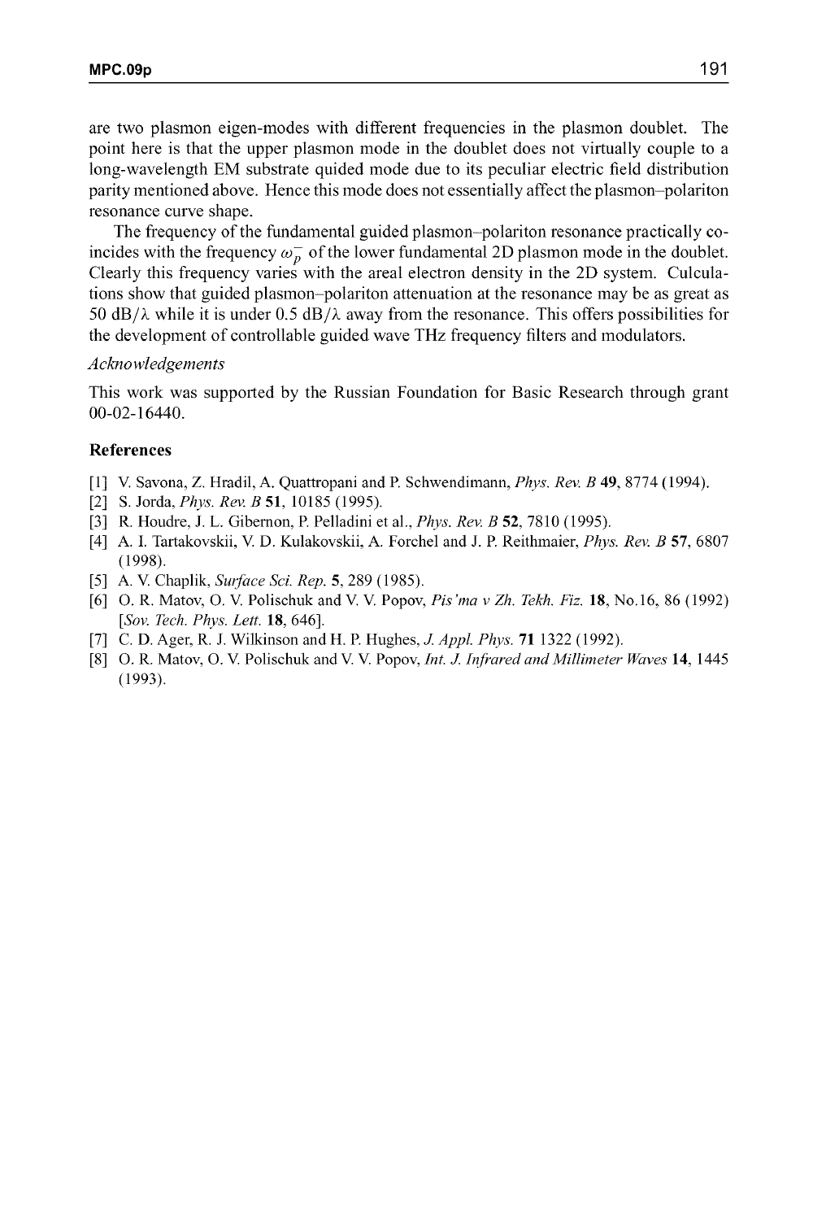are two plasmon eigen-modes with different frequencies in the plasmon doublet. The point here is that the upper plasmon mode in the doublet does not virtually couple to a long-wavelength EM substrate quided mode due to its peculiar electric field distribution parity mentioned above. Hence this mode does not essentially affect the plasmon–polariton resonance curve shape.

The frequency of the fundamental guided plasmon–polariton resonance practically coincides with the frequency $\omega_p^-$ of the lower fundamental 2D plasmon mode in the doublet. Clearly this frequency varies with the areal electron density in the 2D system. Culculations show that guided plasmon–polariton attenuation at the resonance may be as great as 50 dB/$\lambda$ while it is under 0.5 dB/$\lambda$ away from the resonance. This offers possibilities for the development of controllable guided wave THz frequency filters and modulators.

*Acknowledgements*

This work was supported by the Russian Foundation for Basic Research through grant 00-02-16440.

## References

[1] V. Savona, Z. Hradil, A. Quattropani and P. Schwendimann, *Phys. Rev. B* **49**, 8774 (1994).

[2] S. Jorda, *Phys. Rev. B* **51**, 10185 (1995).

[3] R. Houdre, J. L. Gibernon, P. Pelladini et al., *Phys. Rev. B* **52**, 7810 (1995).

[4] A. I. Tartakovskii, V. D. Kulakovskii, A. Forchel and J. P. Reithmaier, *Phys. Rev. B* **57**, 6807 (1998).

[5] A. V. Chaplik, *Surface Sci. Rep.* **5**, 289 (1985).

[6] O. R. Matov, O. V. Polischuk and V. V. Popov, *Pis'ma v Zh. Tekh. Fiz.* **18**, No.16, 86 (1992) [*Sov. Tech. Phys. Lett.* **18**, 646].

[7] C. D. Ager, R. J. Wilkinson and H. P. Hughes, *J. Appl. Phys.* **71** 1322 (1992).

[8] O. R. Matov, O. V. Polischuk and V. V. Popov, *Int. J. Infrared and Millimeter Waves* **14**, 1445 (1993).